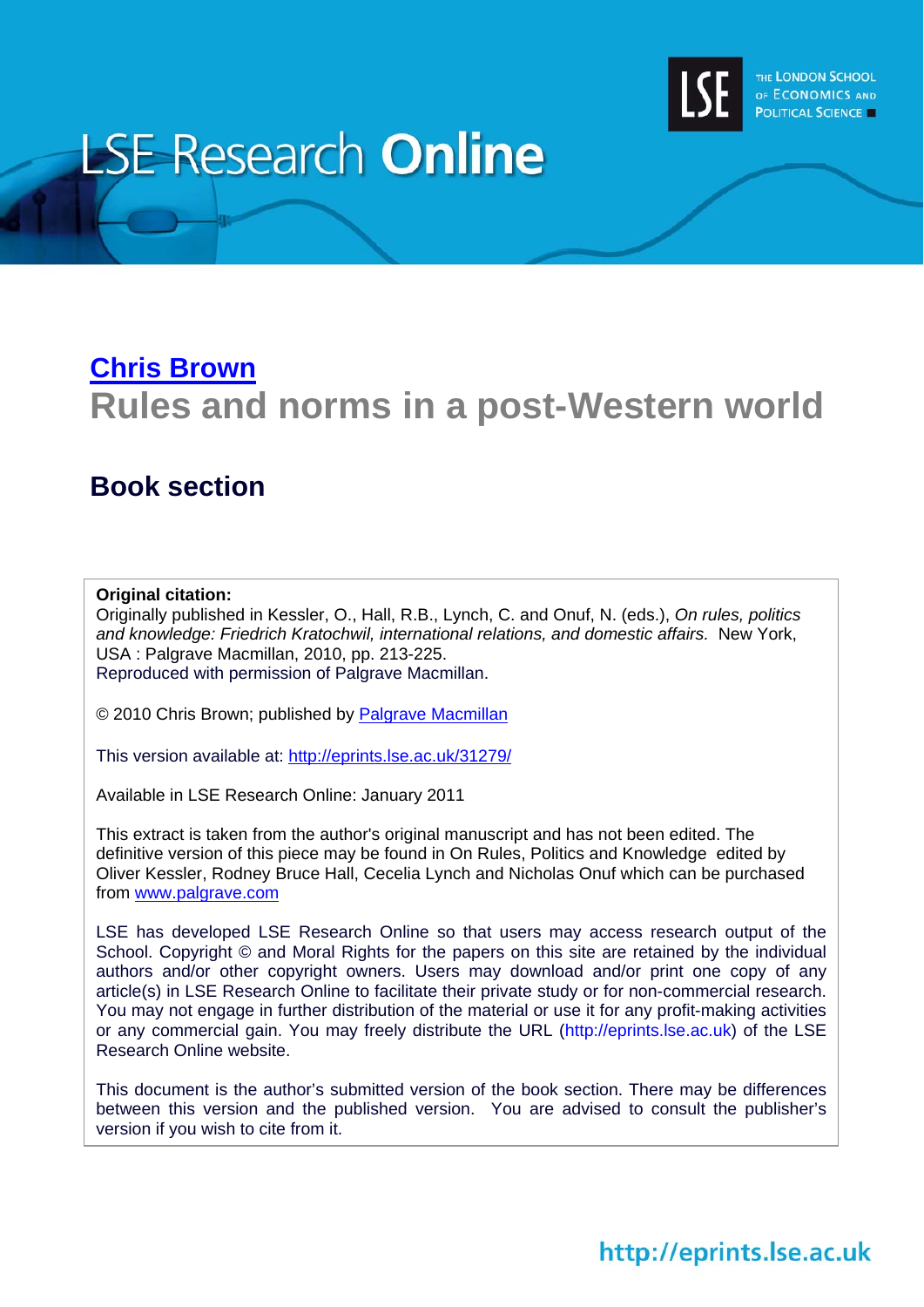# LSE Research Online

THE LONDON SCHOOL OF ECONOMICS AND POLITICAL SCIENCE

## Chris Brown

# Rules and norms in a post-Western world

## Book section

**Original citation:**
Originally published in Kessler, O., Hall, R.B., Lynch, C. and Onuf, N. (eds.), *On rules, politics and knowledge: Friedrich Kratochwil, international relations, and domestic affairs.* New York, USA : Palgrave Macmillan, 2010, pp. 213-225.
Reproduced with permission of Palgrave Macmillan.

© 2010 Chris Brown; published by Palgrave Macmillan

This version available at: http://eprints.lse.ac.uk/31279/

Available in LSE Research Online: January 2011

This extract is taken from the author's original manuscript and has not been edited. The definitive version of this piece may be found in On Rules, Politics and Knowledge edited by Oliver Kessler, Rodney Bruce Hall, Cecelia Lynch and Nicholas Onuf which can be purchased from www.palgrave.com

LSE has developed LSE Research Online so that users may access research output of the School. Copyright © and Moral Rights for the papers on this site are retained by the individual authors and/or other copyright owners. Users may download and/or print one copy of any article(s) in LSE Research Online to facilitate their private study or for non-commercial research. You may not engage in further distribution of the material or use it for any profit-making activities or any commercial gain. You may freely distribute the URL (http://eprints.lse.ac.uk) of the LSE Research Online website.

This document is the author's submitted version of the book section. There may be differences between this version and the published version. You are advised to consult the publisher's version if you wish to cite from it.

http://eprints.lse.ac.uk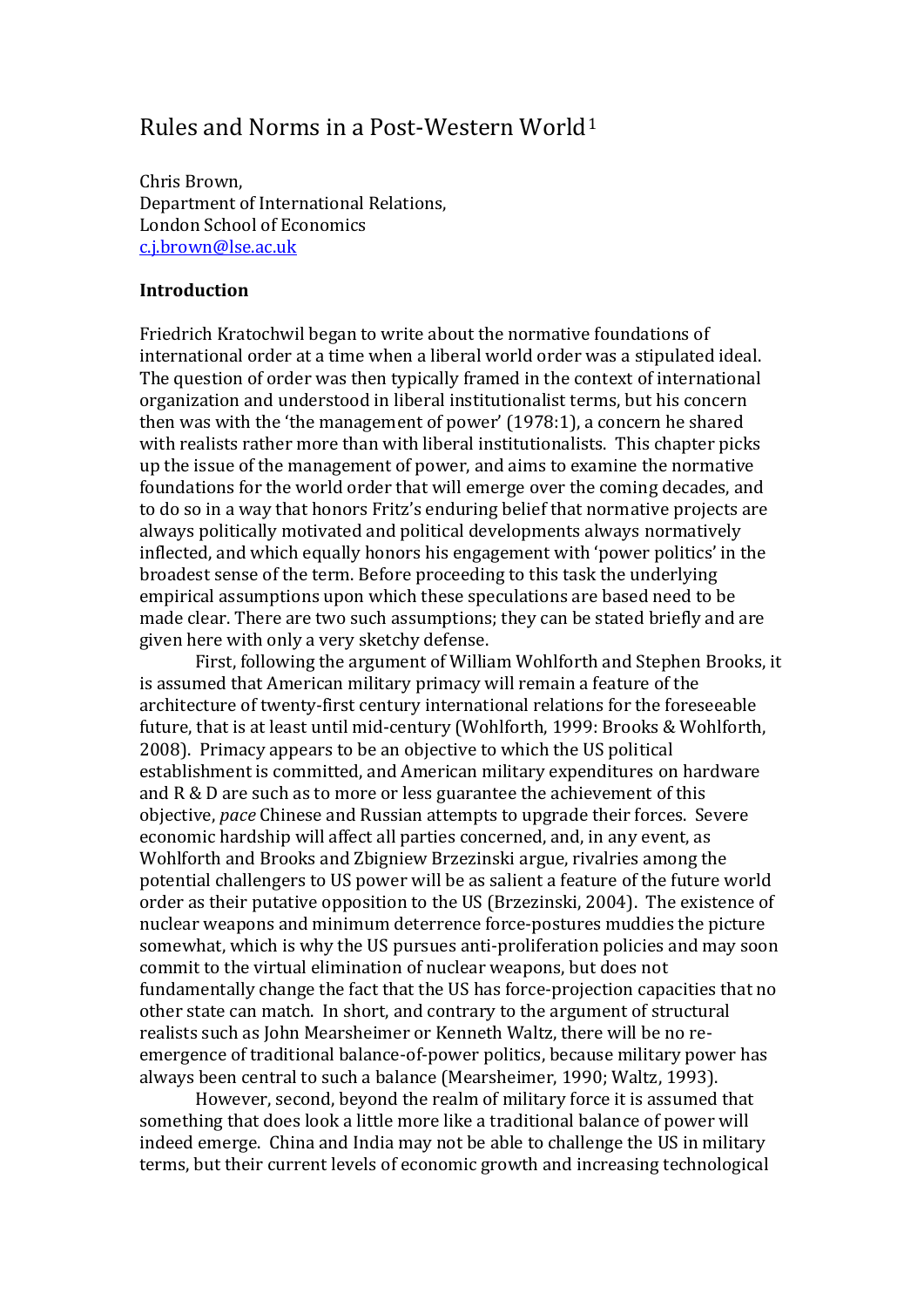# Rules and Norms in a Post-Western World[1]

Chris Brown,
Department of International Relations,
London School of Economics
c.j.brown@lse.ac.uk

## Introduction

Friedrich Kratochwil began to write about the normative foundations of international order at a time when a liberal world order was a stipulated ideal. The question of order was then typically framed in the context of international organization and understood in liberal institutionalist terms, but his concern then was with the 'the management of power' (1978:1), a concern he shared with realists rather more than with liberal institutionalists. This chapter picks up the issue of the management of power, and aims to examine the normative foundations for the world order that will emerge over the coming decades, and to do so in a way that honors Fritz's enduring belief that normative projects are always politically motivated and political developments always normatively inflected, and which equally honors his engagement with 'power politics' in the broadest sense of the term. Before proceeding to this task the underlying empirical assumptions upon which these speculations are based need to be made clear. There are two such assumptions; they can be stated briefly and are given here with only a very sketchy defense.

First, following the argument of William Wohlforth and Stephen Brooks, it is assumed that American military primacy will remain a feature of the architecture of twenty-first century international relations for the foreseeable future, that is at least until mid-century (Wohlforth, 1999: Brooks & Wohlforth, 2008). Primacy appears to be an objective to which the US political establishment is committed, and American military expenditures on hardware and R & D are such as to more or less guarantee the achievement of this objective, *pace* Chinese and Russian attempts to upgrade their forces. Severe economic hardship will affect all parties concerned, and, in any event, as Wohlforth and Brooks and Zbigniew Brzezinski argue, rivalries among the potential challengers to US power will be as salient a feature of the future world order as their putative opposition to the US (Brzezinski, 2004). The existence of nuclear weapons and minimum deterrence force-postures muddies the picture somewhat, which is why the US pursues anti-proliferation policies and may soon commit to the virtual elimination of nuclear weapons, but does not fundamentally change the fact that the US has force-projection capacities that no other state can match. In short, and contrary to the argument of structural realists such as John Mearsheimer or Kenneth Waltz, there will be no re-emergence of traditional balance-of-power politics, because military power has always been central to such a balance (Mearsheimer, 1990; Waltz, 1993).

However, second, beyond the realm of military force it is assumed that something that does look a little more like a traditional balance of power will indeed emerge. China and India may not be able to challenge the US in military terms, but their current levels of economic growth and increasing technological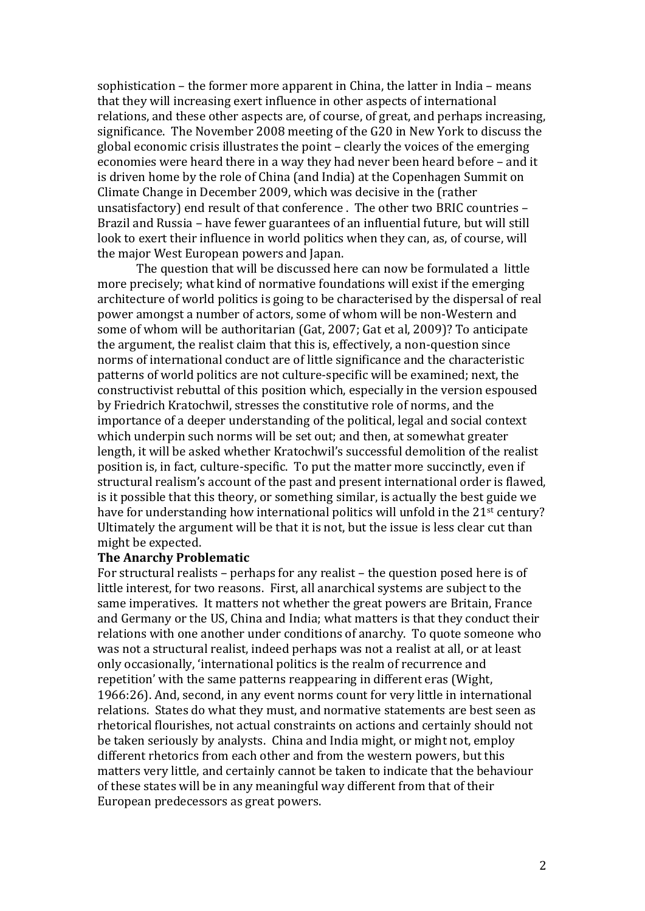sophistication – the former more apparent in China, the latter in India – means that they will increasing exert influence in other aspects of international relations, and these other aspects are, of course, of great, and perhaps increasing, significance. The November 2008 meeting of the G20 in New York to discuss the global economic crisis illustrates the point – clearly the voices of the emerging economies were heard there in a way they had never been heard before – and it is driven home by the role of China (and India) at the Copenhagen Summit on Climate Change in December 2009, which was decisive in the (rather unsatisfactory) end result of that conference . The other two BRIC countries – Brazil and Russia – have fewer guarantees of an influential future, but will still look to exert their influence in world politics when they can, as, of course, will the major West European powers and Japan.

The question that will be discussed here can now be formulated a little more precisely; what kind of normative foundations will exist if the emerging architecture of world politics is going to be characterised by the dispersal of real power amongst a number of actors, some of whom will be non-Western and some of whom will be authoritarian (Gat, 2007; Gat et al, 2009)? To anticipate the argument, the realist claim that this is, effectively, a non-question since norms of international conduct are of little significance and the characteristic patterns of world politics are not culture-specific will be examined; next, the constructivist rebuttal of this position which, especially in the version espoused by Friedrich Kratochwil, stresses the constitutive role of norms, and the importance of a deeper understanding of the political, legal and social context which underpin such norms will be set out; and then, at somewhat greater length, it will be asked whether Kratochwil's successful demolition of the realist position is, in fact, culture-specific. To put the matter more succinctly, even if structural realism's account of the past and present international order is flawed, is it possible that this theory, or something similar, is actually the best guide we have for understanding how international politics will unfold in the 21st century? Ultimately the argument will be that it is not, but the issue is less clear cut than might be expected.

**The Anarchy Problematic**

For structural realists – perhaps for any realist – the question posed here is of little interest, for two reasons. First, all anarchical systems are subject to the same imperatives. It matters not whether the great powers are Britain, France and Germany or the US, China and India; what matters is that they conduct their relations with one another under conditions of anarchy. To quote someone who was not a structural realist, indeed perhaps was not a realist at all, or at least only occasionally, 'international politics is the realm of recurrence and repetition' with the same patterns reappearing in different eras (Wight, 1966:26). And, second, in any event norms count for very little in international relations. States do what they must, and normative statements are best seen as rhetorical flourishes, not actual constraints on actions and certainly should not be taken seriously by analysts. China and India might, or might not, employ different rhetorics from each other and from the western powers, but this matters very little, and certainly cannot be taken to indicate that the behaviour of these states will be in any meaningful way different from that of their European predecessors as great powers.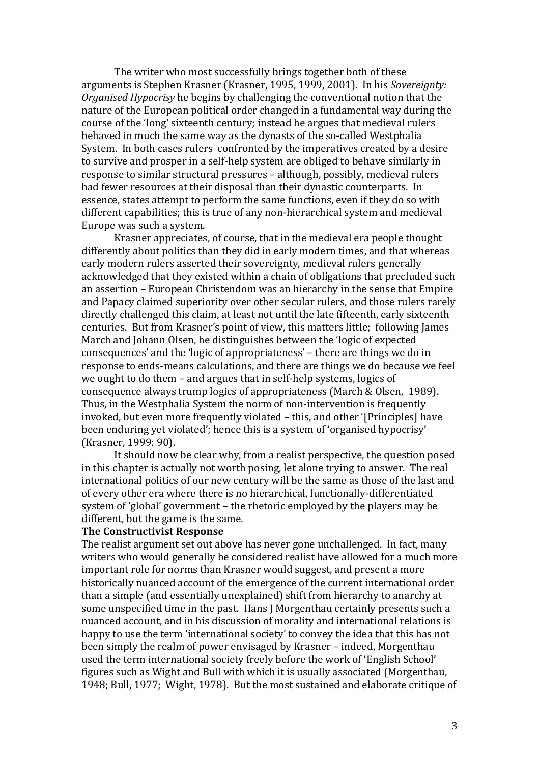The writer who most successfully brings together both of these arguments is Stephen Krasner (Krasner, 1995, 1999, 2001). In his *Sovereignty: Organised Hypocrisy* he begins by challenging the conventional notion that the nature of the European political order changed in a fundamental way during the course of the 'long' sixteenth century; instead he argues that medieval rulers behaved in much the same way as the dynasts of the so-called Westphalia System. In both cases rulers confronted by the imperatives created by a desire to survive and prosper in a self-help system are obliged to behave similarly in response to similar structural pressures – although, possibly, medieval rulers had fewer resources at their disposal than their dynastic counterparts. In essence, states attempt to perform the same functions, even if they do so with different capabilities; this is true of any non-hierarchical system and medieval Europe was such a system.

Krasner appreciates, of course, that in the medieval era people thought differently about politics than they did in early modern times, and that whereas early modern rulers asserted their sovereignty, medieval rulers generally acknowledged that they existed within a chain of obligations that precluded such an assertion – European Christendom was an hierarchy in the sense that Empire and Papacy claimed superiority over other secular rulers, and those rulers rarely directly challenged this claim, at least not until the late fifteenth, early sixteenth centuries. But from Krasner's point of view, this matters little; following James March and Johann Olsen, he distinguishes between the 'logic of expected consequences' and the 'logic of appropriateness' – there are things we do in response to ends-means calculations, and there are things we do because we feel we ought to do them – and argues that in self-help systems, logics of consequence always trump logics of appropriateness (March & Olsen, 1989). Thus, in the Westphalia System the norm of non-intervention is frequently invoked, but even more frequently violated – this, and other '[Principles] have been enduring yet violated'; hence this is a system of 'organised hypocrisy' (Krasner, 1999: 90).

It should now be clear why, from a realist perspective, the question posed in this chapter is actually not worth posing, let alone trying to answer. The real international politics of our new century will be the same as those of the last and of every other era where there is no hierarchical, functionally-differentiated system of 'global' government – the rhetoric employed by the players may be different, but the game is the same.

**The Constructivist Response**

The realist argument set out above has never gone unchallenged. In fact, many writers who would generally be considered realist have allowed for a much more important role for norms than Krasner would suggest, and present a more historically nuanced account of the emergence of the current international order than a simple (and essentially unexplained) shift from hierarchy to anarchy at some unspecified time in the past. Hans J Morgenthau certainly presents such a nuanced account, and in his discussion of morality and international relations is happy to use the term 'international society' to convey the idea that this has not been simply the realm of power envisaged by Krasner – indeed, Morgenthau used the term international society freely before the work of 'English School' figures such as Wight and Bull with which it is usually associated (Morgenthau, 1948; Bull, 1977; Wight, 1978). But the most sustained and elaborate critique of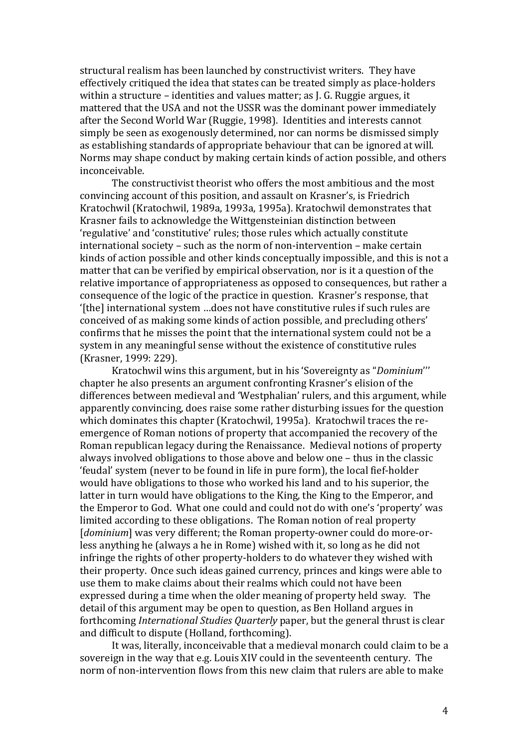structural realism has been launched by constructivist writers. They have effectively critiqued the idea that states can be treated simply as place-holders within a structure – identities and values matter; as J. G. Ruggie argues, it mattered that the USA and not the USSR was the dominant power immediately after the Second World War (Ruggie, 1998). Identities and interests cannot simply be seen as exogenously determined, nor can norms be dismissed simply as establishing standards of appropriate behaviour that can be ignored at will. Norms may shape conduct by making certain kinds of action possible, and others inconceivable.

The constructivist theorist who offers the most ambitious and the most convincing account of this position, and assault on Krasner's, is Friedrich Kratochwil (Kratochwil, 1989a, 1993a, 1995a). Kratochwil demonstrates that Krasner fails to acknowledge the Wittgensteinian distinction between 'regulative' and 'constitutive' rules; those rules which actually constitute international society – such as the norm of non-intervention – make certain kinds of action possible and other kinds conceptually impossible, and this is not a matter that can be verified by empirical observation, nor is it a question of the relative importance of appropriateness as opposed to consequences, but rather a consequence of the logic of the practice in question. Krasner's response, that '[the] international system …does not have constitutive rules if such rules are conceived of as making some kinds of action possible, and precluding others' confirms that he misses the point that the international system could not be a system in any meaningful sense without the existence of constitutive rules (Krasner, 1999: 229).

Kratochwil wins this argument, but in his 'Sovereignty as "*Dominium*"' chapter he also presents an argument confronting Krasner's elision of the differences between medieval and 'Westphalian' rulers, and this argument, while apparently convincing, does raise some rather disturbing issues for the question which dominates this chapter (Kratochwil, 1995a). Kratochwil traces the re-emergence of Roman notions of property that accompanied the recovery of the Roman republican legacy during the Renaissance. Medieval notions of property always involved obligations to those above and below one – thus in the classic 'feudal' system (never to be found in life in pure form), the local fief-holder would have obligations to those who worked his land and to his superior, the latter in turn would have obligations to the King, the King to the Emperor, and the Emperor to God. What one could and could not do with one's 'property' was limited according to these obligations. The Roman notion of real property [*dominium*] was very different; the Roman property-owner could do more-or-less anything he (always a he in Rome) wished with it, so long as he did not infringe the rights of other property-holders to do whatever they wished with their property. Once such ideas gained currency, princes and kings were able to use them to make claims about their realms which could not have been expressed during a time when the older meaning of property held sway. The detail of this argument may be open to question, as Ben Holland argues in forthcoming *International Studies Quarterly* paper, but the general thrust is clear and difficult to dispute (Holland, forthcoming).

It was, literally, inconceivable that a medieval monarch could claim to be a sovereign in the way that e.g. Louis XIV could in the seventeenth century. The norm of non-intervention flows from this new claim that rulers are able to make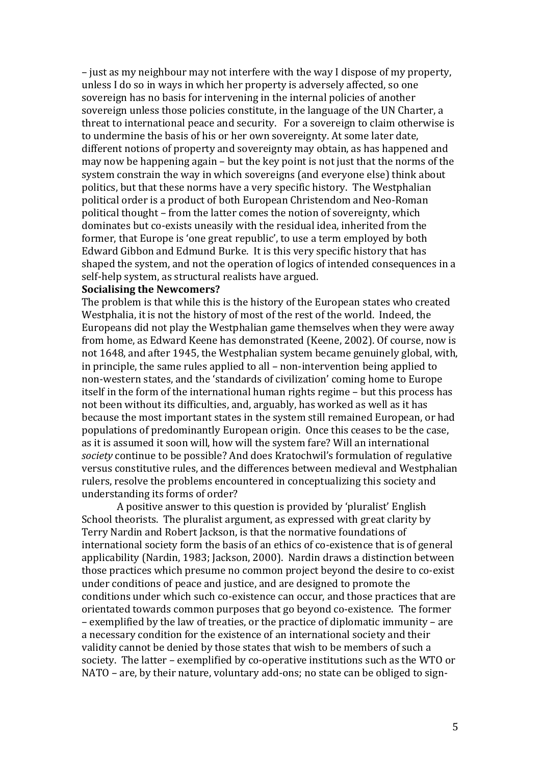– just as my neighbour may not interfere with the way I dispose of my property, unless I do so in ways in which her property is adversely affected, so one sovereign has no basis for intervening in the internal policies of another sovereign unless those policies constitute, in the language of the UN Charter, a threat to international peace and security. For a sovereign to claim otherwise is to undermine the basis of his or her own sovereignty. At some later date, different notions of property and sovereignty may obtain, as has happened and may now be happening again – but the key point is not just that the norms of the system constrain the way in which sovereigns (and everyone else) think about politics, but that these norms have a very specific history. The Westphalian political order is a product of both European Christendom and Neo-Roman political thought – from the latter comes the notion of sovereignty, which dominates but co-exists uneasily with the residual idea, inherited from the former, that Europe is 'one great republic', to use a term employed by both Edward Gibbon and Edmund Burke. It is this very specific history that has shaped the system, and not the operation of logics of intended consequences in a self-help system, as structural realists have argued.

**Socialising the Newcomers?**

The problem is that while this is the history of the European states who created Westphalia, it is not the history of most of the rest of the world. Indeed, the Europeans did not play the Westphalian game themselves when they were away from home, as Edward Keene has demonstrated (Keene, 2002). Of course, now is not 1648, and after 1945, the Westphalian system became genuinely global, with, in principle, the same rules applied to all – non-intervention being applied to non-western states, and the 'standards of civilization' coming home to Europe itself in the form of the international human rights regime – but this process has not been without its difficulties, and, arguably, has worked as well as it has because the most important states in the system still remained European, or had populations of predominantly European origin. Once this ceases to be the case, as it is assumed it soon will, how will the system fare? Will an international *society* continue to be possible? And does Kratochwil's formulation of regulative versus constitutive rules, and the differences between medieval and Westphalian rulers, resolve the problems encountered in conceptualizing this society and understanding its forms of order?

A positive answer to this question is provided by 'pluralist' English School theorists. The pluralist argument, as expressed with great clarity by Terry Nardin and Robert Jackson, is that the normative foundations of international society form the basis of an ethics of co-existence that is of general applicability (Nardin, 1983; Jackson, 2000). Nardin draws a distinction between those practices which presume no common project beyond the desire to co-exist under conditions of peace and justice, and are designed to promote the conditions under which such co-existence can occur, and those practices that are orientated towards common purposes that go beyond co-existence. The former – exemplified by the law of treaties, or the practice of diplomatic immunity – are a necessary condition for the existence of an international society and their validity cannot be denied by those states that wish to be members of such a society. The latter – exemplified by co-operative institutions such as the WTO or NATO – are, by their nature, voluntary add-ons; no state can be obliged to sign-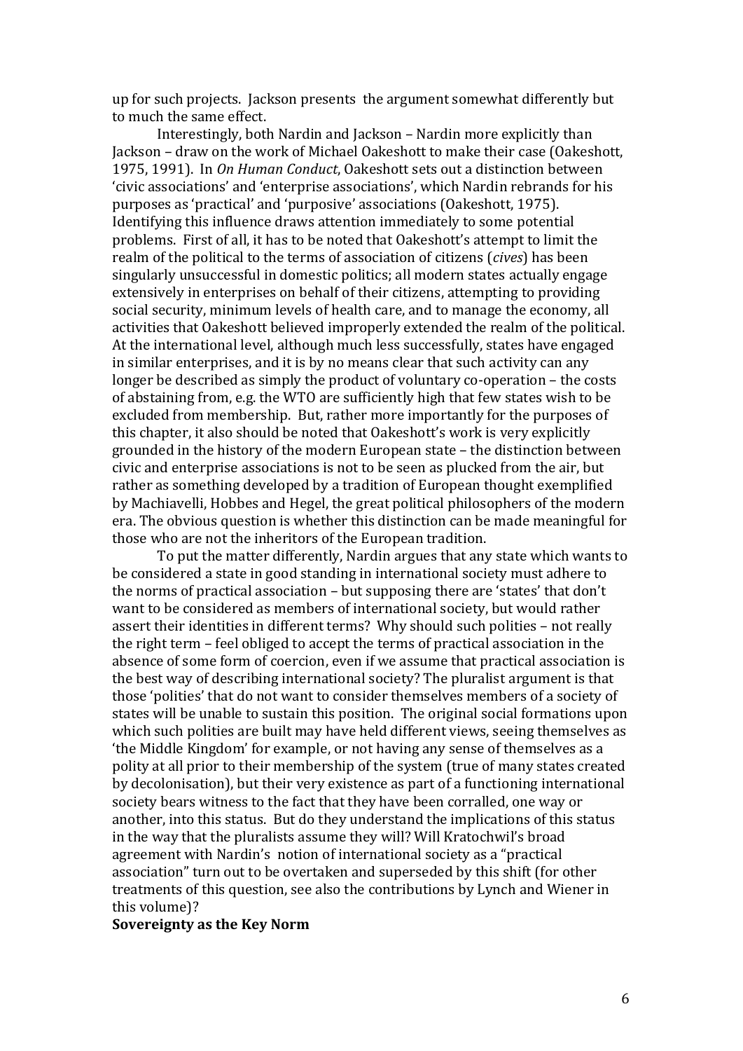up for such projects. Jackson presents the argument somewhat differently but to much the same effect.

Interestingly, both Nardin and Jackson – Nardin more explicitly than Jackson – draw on the work of Michael Oakeshott to make their case (Oakeshott, 1975, 1991). In *On Human Conduct*, Oakeshott sets out a distinction between 'civic associations' and 'enterprise associations', which Nardin rebrands for his purposes as 'practical' and 'purposive' associations (Oakeshott, 1975). Identifying this influence draws attention immediately to some potential problems. First of all, it has to be noted that Oakeshott's attempt to limit the realm of the political to the terms of association of citizens (*cives*) has been singularly unsuccessful in domestic politics; all modern states actually engage extensively in enterprises on behalf of their citizens, attempting to providing social security, minimum levels of health care, and to manage the economy, all activities that Oakeshott believed improperly extended the realm of the political. At the international level, although much less successfully, states have engaged in similar enterprises, and it is by no means clear that such activity can any longer be described as simply the product of voluntary co-operation – the costs of abstaining from, e.g. the WTO are sufficiently high that few states wish to be excluded from membership. But, rather more importantly for the purposes of this chapter, it also should be noted that Oakeshott's work is very explicitly grounded in the history of the modern European state – the distinction between civic and enterprise associations is not to be seen as plucked from the air, but rather as something developed by a tradition of European thought exemplified by Machiavelli, Hobbes and Hegel, the great political philosophers of the modern era. The obvious question is whether this distinction can be made meaningful for those who are not the inheritors of the European tradition.

To put the matter differently, Nardin argues that any state which wants to be considered a state in good standing in international society must adhere to the norms of practical association – but supposing there are 'states' that don't want to be considered as members of international society, but would rather assert their identities in different terms? Why should such polities – not really the right term – feel obliged to accept the terms of practical association in the absence of some form of coercion, even if we assume that practical association is the best way of describing international society? The pluralist argument is that those 'polities' that do not want to consider themselves members of a society of states will be unable to sustain this position. The original social formations upon which such polities are built may have held different views, seeing themselves as 'the Middle Kingdom' for example, or not having any sense of themselves as a polity at all prior to their membership of the system (true of many states created by decolonisation), but their very existence as part of a functioning international society bears witness to the fact that they have been corralled, one way or another, into this status. But do they understand the implications of this status in the way that the pluralists assume they will? Will Kratochwil's broad agreement with Nardin's notion of international society as a "practical association" turn out to be overtaken and superseded by this shift (for other treatments of this question, see also the contributions by Lynch and Wiener in this volume)?

**Sovereignty as the Key Norm**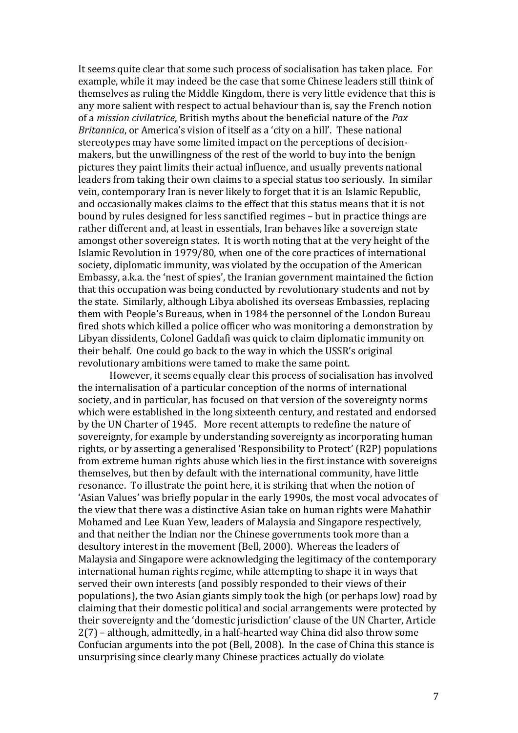It seems quite clear that some such process of socialisation has taken place. For example, while it may indeed be the case that some Chinese leaders still think of themselves as ruling the Middle Kingdom, there is very little evidence that this is any more salient with respect to actual behaviour than is, say the French notion of a *mission civilatrice*, British myths about the beneficial nature of the *Pax Britannica*, or America's vision of itself as a 'city on a hill'. These national stereotypes may have some limited impact on the perceptions of decision-makers, but the unwillingness of the rest of the world to buy into the benign pictures they paint limits their actual influence, and usually prevents national leaders from taking their own claims to a special status too seriously. In similar vein, contemporary Iran is never likely to forget that it is an Islamic Republic, and occasionally makes claims to the effect that this status means that it is not bound by rules designed for less sanctified regimes – but in practice things are rather different and, at least in essentials, Iran behaves like a sovereign state amongst other sovereign states. It is worth noting that at the very height of the Islamic Revolution in 1979/80, when one of the core practices of international society, diplomatic immunity, was violated by the occupation of the American Embassy, a.k.a. the 'nest of spies', the Iranian government maintained the fiction that this occupation was being conducted by revolutionary students and not by the state. Similarly, although Libya abolished its overseas Embassies, replacing them with People's Bureaus, when in 1984 the personnel of the London Bureau fired shots which killed a police officer who was monitoring a demonstration by Libyan dissidents, Colonel Gaddafi was quick to claim diplomatic immunity on their behalf. One could go back to the way in which the USSR's original revolutionary ambitions were tamed to make the same point.

However, it seems equally clear this process of socialisation has involved the internalisation of a particular conception of the norms of international society, and in particular, has focused on that version of the sovereignty norms which were established in the long sixteenth century, and restated and endorsed by the UN Charter of 1945. More recent attempts to redefine the nature of sovereignty, for example by understanding sovereignty as incorporating human rights, or by asserting a generalised 'Responsibility to Protect' (R2P) populations from extreme human rights abuse which lies in the first instance with sovereigns themselves, but then by default with the international community, have little resonance. To illustrate the point here, it is striking that when the notion of 'Asian Values' was briefly popular in the early 1990s, the most vocal advocates of the view that there was a distinctive Asian take on human rights were Mahathir Mohamed and Lee Kuan Yew, leaders of Malaysia and Singapore respectively, and that neither the Indian nor the Chinese governments took more than a desultory interest in the movement (Bell, 2000). Whereas the leaders of Malaysia and Singapore were acknowledging the legitimacy of the contemporary international human rights regime, while attempting to shape it in ways that served their own interests (and possibly responded to their views of their populations), the two Asian giants simply took the high (or perhaps low) road by claiming that their domestic political and social arrangements were protected by their sovereignty and the 'domestic jurisdiction' clause of the UN Charter, Article 2(7) – although, admittedly, in a half-hearted way China did also throw some Confucian arguments into the pot (Bell, 2008). In the case of China this stance is unsurprising since clearly many Chinese practices actually do violate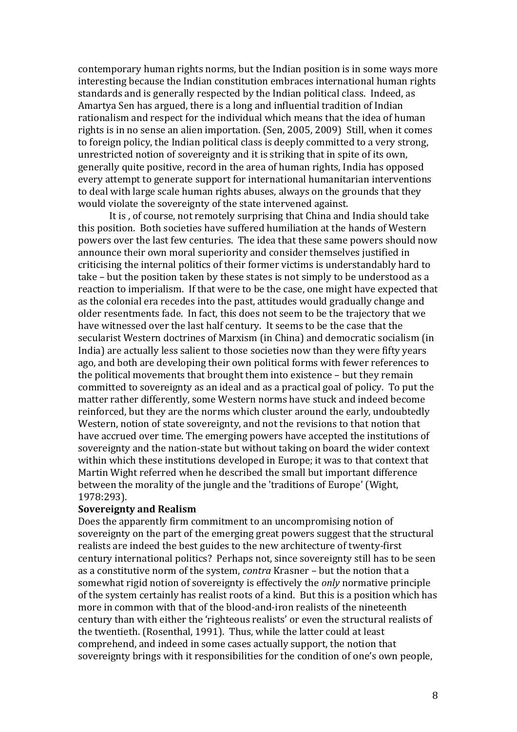contemporary human rights norms, but the Indian position is in some ways more interesting because the Indian constitution embraces international human rights standards and is generally respected by the Indian political class. Indeed, as Amartya Sen has argued, there is a long and influential tradition of Indian rationalism and respect for the individual which means that the idea of human rights is in no sense an alien importation. (Sen, 2005, 2009) Still, when it comes to foreign policy, the Indian political class is deeply committed to a very strong, unrestricted notion of sovereignty and it is striking that in spite of its own, generally quite positive, record in the area of human rights, India has opposed every attempt to generate support for international humanitarian interventions to deal with large scale human rights abuses, always on the grounds that they would violate the sovereignty of the state intervened against.

It is , of course, not remotely surprising that China and India should take this position. Both societies have suffered humiliation at the hands of Western powers over the last few centuries. The idea that these same powers should now announce their own moral superiority and consider themselves justified in criticising the internal politics of their former victims is understandably hard to take – but the position taken by these states is not simply to be understood as a reaction to imperialism. If that were to be the case, one might have expected that as the colonial era recedes into the past, attitudes would gradually change and older resentments fade. In fact, this does not seem to be the trajectory that we have witnessed over the last half century. It seems to be the case that the secularist Western doctrines of Marxism (in China) and democratic socialism (in India) are actually less salient to those societies now than they were fifty years ago, and both are developing their own political forms with fewer references to the political movements that brought them into existence – but they remain committed to sovereignty as an ideal and as a practical goal of policy. To put the matter rather differently, some Western norms have stuck and indeed become reinforced, but they are the norms which cluster around the early, undoubtedly Western, notion of state sovereignty, and not the revisions to that notion that have accrued over time. The emerging powers have accepted the institutions of sovereignty and the nation-state but without taking on board the wider context within which these institutions developed in Europe; it was to that context that Martin Wight referred when he described the small but important difference between the morality of the jungle and the 'traditions of Europe' (Wight, 1978:293).

**Sovereignty and Realism**

Does the apparently firm commitment to an uncompromising notion of sovereignty on the part of the emerging great powers suggest that the structural realists are indeed the best guides to the new architecture of twenty-first century international politics? Perhaps not, since sovereignty still has to be seen as a constitutive norm of the system, *contra* Krasner – but the notion that a somewhat rigid notion of sovereignty is effectively the *only* normative principle of the system certainly has realist roots of a kind. But this is a position which has more in common with that of the blood-and-iron realists of the nineteenth century than with either the 'righteous realists' or even the structural realists of the twentieth. (Rosenthal, 1991). Thus, while the latter could at least comprehend, and indeed in some cases actually support, the notion that sovereignty brings with it responsibilities for the condition of one's own people,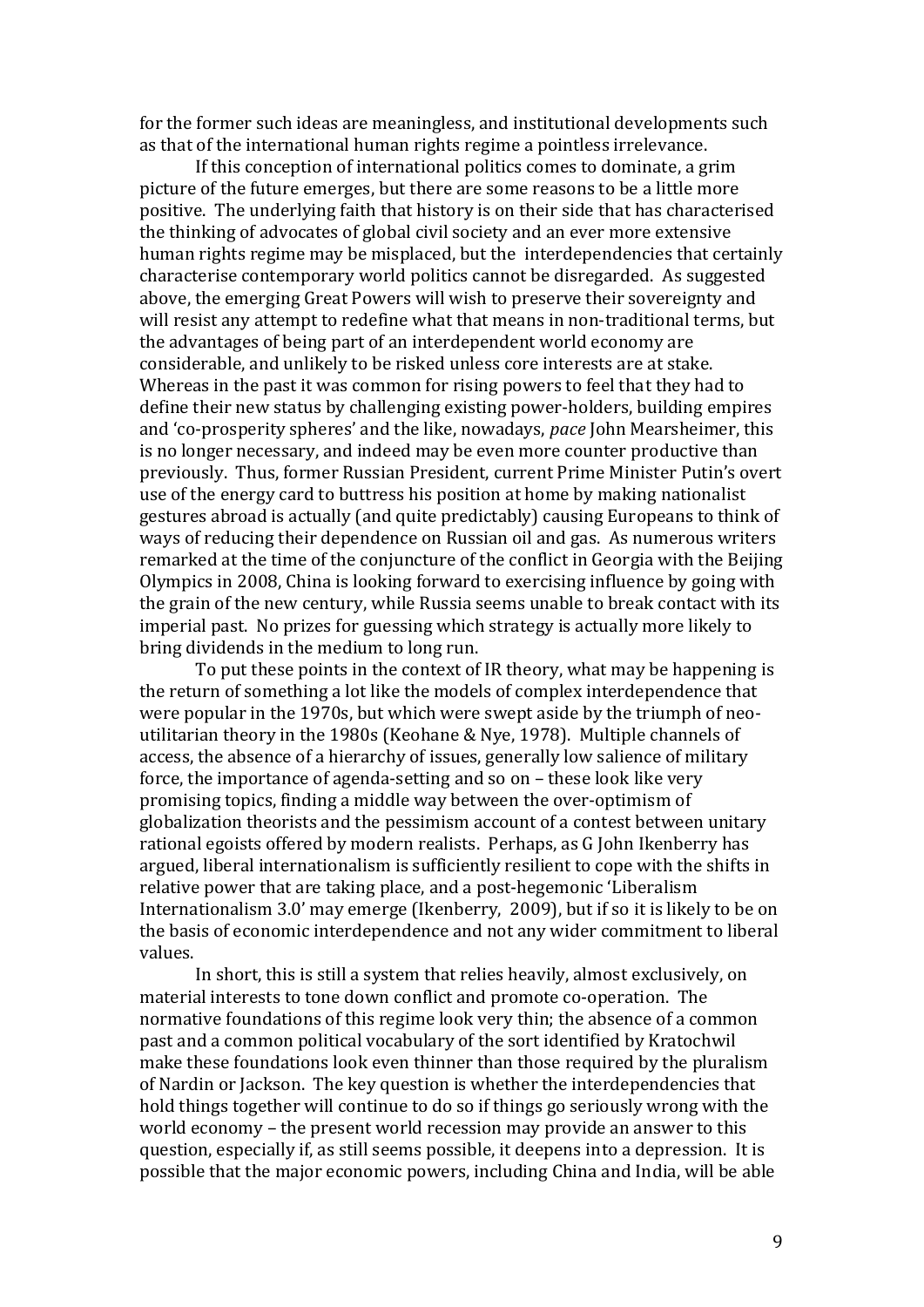for the former such ideas are meaningless, and institutional developments such as that of the international human rights regime a pointless irrelevance.

If this conception of international politics comes to dominate, a grim picture of the future emerges, but there are some reasons to be a little more positive. The underlying faith that history is on their side that has characterised the thinking of advocates of global civil society and an ever more extensive human rights regime may be misplaced, but the interdependencies that certainly characterise contemporary world politics cannot be disregarded. As suggested above, the emerging Great Powers will wish to preserve their sovereignty and will resist any attempt to redefine what that means in non-traditional terms, but the advantages of being part of an interdependent world economy are considerable, and unlikely to be risked unless core interests are at stake. Whereas in the past it was common for rising powers to feel that they had to define their new status by challenging existing power-holders, building empires and 'co-prosperity spheres' and the like, nowadays, *pace* John Mearsheimer, this is no longer necessary, and indeed may be even more counter productive than previously. Thus, former Russian President, current Prime Minister Putin's overt use of the energy card to buttress his position at home by making nationalist gestures abroad is actually (and quite predictably) causing Europeans to think of ways of reducing their dependence on Russian oil and gas. As numerous writers remarked at the time of the conjuncture of the conflict in Georgia with the Beijing Olympics in 2008, China is looking forward to exercising influence by going with the grain of the new century, while Russia seems unable to break contact with its imperial past. No prizes for guessing which strategy is actually more likely to bring dividends in the medium to long run.

To put these points in the context of IR theory, what may be happening is the return of something a lot like the models of complex interdependence that were popular in the 1970s, but which were swept aside by the triumph of neo-utilitarian theory in the 1980s (Keohane & Nye, 1978). Multiple channels of access, the absence of a hierarchy of issues, generally low salience of military force, the importance of agenda-setting and so on – these look like very promising topics, finding a middle way between the over-optimism of globalization theorists and the pessimism account of a contest between unitary rational egoists offered by modern realists. Perhaps, as G John Ikenberry has argued, liberal internationalism is sufficiently resilient to cope with the shifts in relative power that are taking place, and a post-hegemonic 'Liberalism Internationalism 3.0' may emerge (Ikenberry, 2009), but if so it is likely to be on the basis of economic interdependence and not any wider commitment to liberal values.

In short, this is still a system that relies heavily, almost exclusively, on material interests to tone down conflict and promote co-operation. The normative foundations of this regime look very thin; the absence of a common past and a common political vocabulary of the sort identified by Kratochwil make these foundations look even thinner than those required by the pluralism of Nardin or Jackson. The key question is whether the interdependencies that hold things together will continue to do so if things go seriously wrong with the world economy – the present world recession may provide an answer to this question, especially if, as still seems possible, it deepens into a depression. It is possible that the major economic powers, including China and India, will be able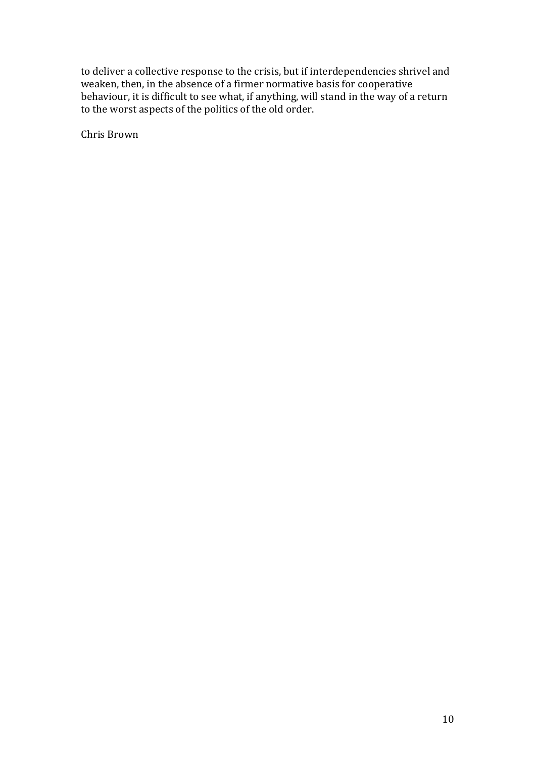to deliver a collective response to the crisis, but if interdependencies shrivel and weaken, then, in the absence of a firmer normative basis for cooperative behaviour, it is difficult to see what, if anything, will stand in the way of a return to the worst aspects of the politics of the old order.

Chris Brown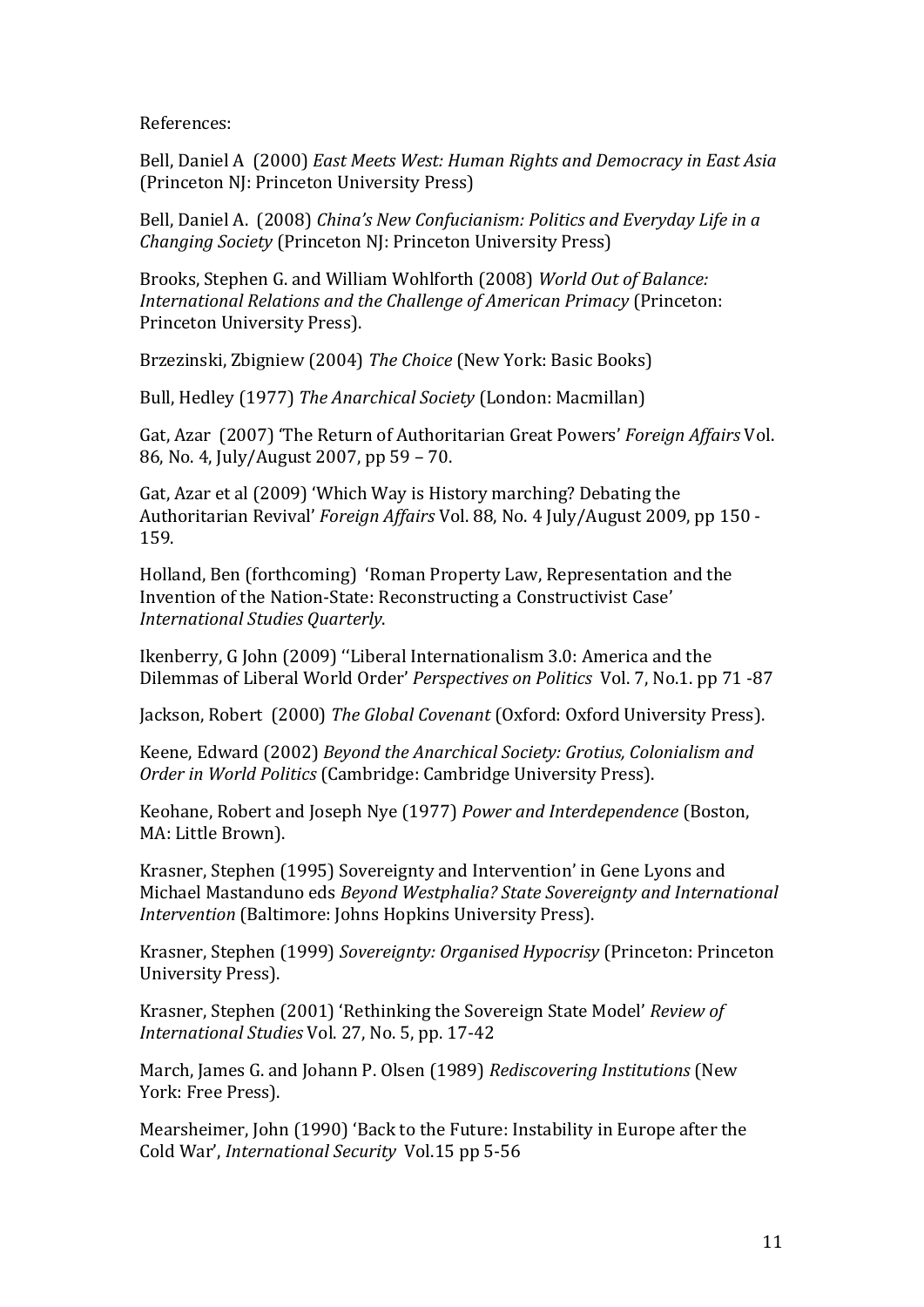References:

Bell, Daniel A (2000) *East Meets West: Human Rights and Democracy in East Asia* (Princeton NJ: Princeton University Press)

Bell, Daniel A. (2008) *China's New Confucianism: Politics and Everyday Life in a Changing Society* (Princeton NJ: Princeton University Press)

Brooks, Stephen G. and William Wohlforth (2008) *World Out of Balance: International Relations and the Challenge of American Primacy* (Princeton: Princeton University Press).

Brzezinski, Zbigniew (2004) *The Choice* (New York: Basic Books)

Bull, Hedley (1977) *The Anarchical Society* (London: Macmillan)

Gat, Azar (2007) 'The Return of Authoritarian Great Powers' *Foreign Affairs* Vol. 86, No. 4, July/August 2007, pp 59 – 70.

Gat, Azar et al (2009) 'Which Way is History marching? Debating the Authoritarian Revival' *Foreign Affairs* Vol. 88, No. 4 July/August 2009, pp 150 - 159.

Holland, Ben (forthcoming) 'Roman Property Law, Representation and the Invention of the Nation-State: Reconstructing a Constructivist Case' *International Studies Quarterly*.

Ikenberry, G John (2009) ''Liberal Internationalism 3.0: America and the Dilemmas of Liberal World Order' *Perspectives on Politics* Vol. 7, No.1. pp 71 -87

Jackson, Robert (2000) *The Global Covenant* (Oxford: Oxford University Press).

Keene, Edward (2002) *Beyond the Anarchical Society: Grotius, Colonialism and Order in World Politics* (Cambridge: Cambridge University Press).

Keohane, Robert and Joseph Nye (1977) *Power and Interdependence* (Boston, MA: Little Brown).

Krasner, Stephen (1995) Sovereignty and Intervention' in Gene Lyons and Michael Mastanduno eds *Beyond Westphalia? State Sovereignty and International Intervention* (Baltimore: Johns Hopkins University Press).

Krasner, Stephen (1999) *Sovereignty: Organised Hypocrisy* (Princeton: Princeton University Press).

Krasner, Stephen (2001) 'Rethinking the Sovereign State Model' *Review of International Studies* Vol. 27, No. 5, pp. 17-42

March, James G. and Johann P. Olsen (1989) *Rediscovering Institutions* (New York: Free Press).

Mearsheimer, John (1990) 'Back to the Future: Instability in Europe after the Cold War', *International Security* Vol.15 pp 5-56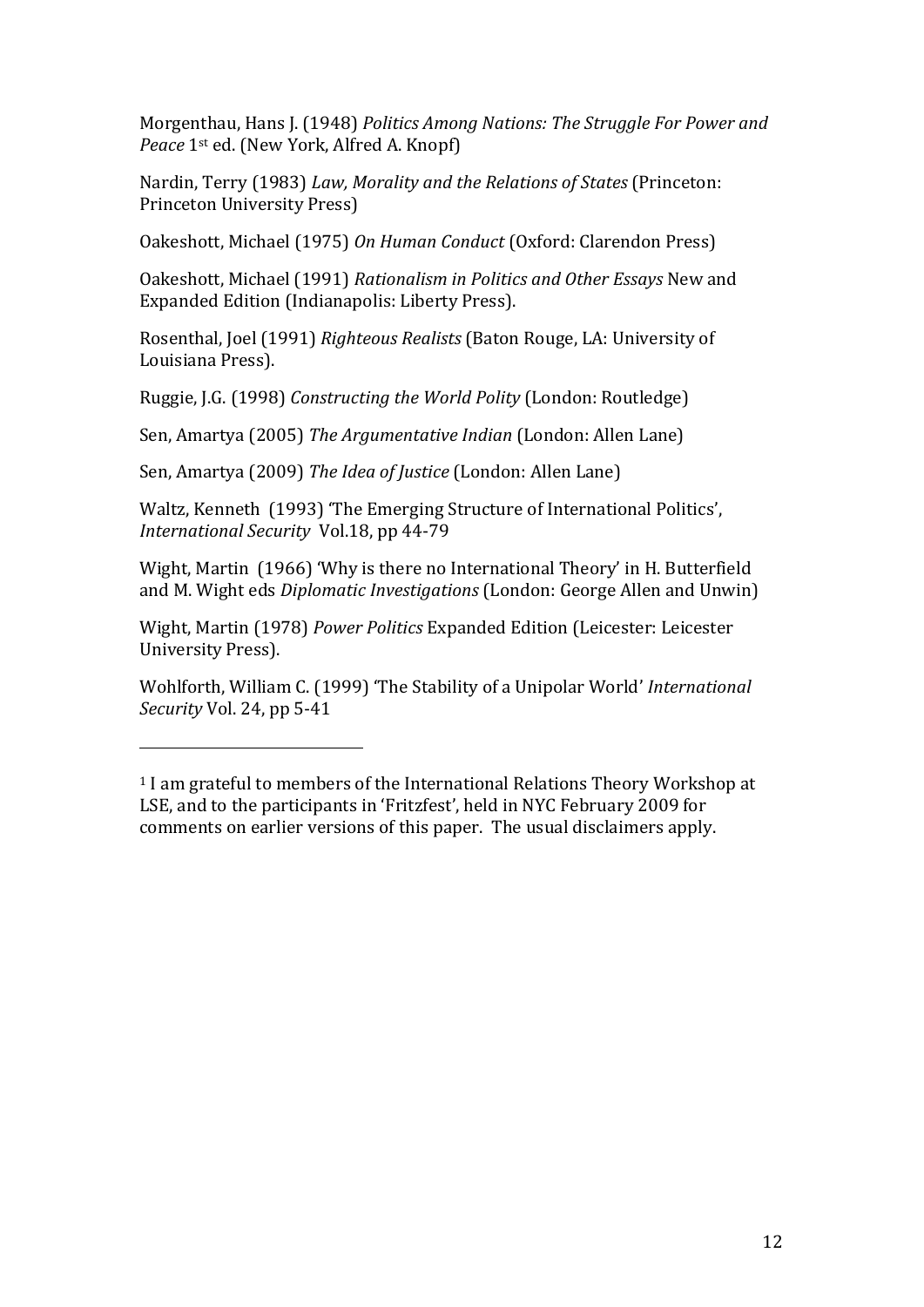Morgenthau, Hans J. (1948) *Politics Among Nations: The Struggle For Power and Peace* 1st ed. (New York, Alfred A. Knopf)

Nardin, Terry (1983) *Law, Morality and the Relations of States* (Princeton: Princeton University Press)

Oakeshott, Michael (1975) *On Human Conduct* (Oxford: Clarendon Press)

Oakeshott, Michael (1991) *Rationalism in Politics and Other Essays* New and Expanded Edition (Indianapolis: Liberty Press).

Rosenthal, Joel (1991) *Righteous Realists* (Baton Rouge, LA: University of Louisiana Press).

Ruggie, J.G. (1998) *Constructing the World Polity* (London: Routledge)

Sen, Amartya (2005) *The Argumentative Indian* (London: Allen Lane)

Sen, Amartya (2009) *The Idea of Justice* (London: Allen Lane)

Waltz, Kenneth (1993) 'The Emerging Structure of International Politics', *International Security* Vol.18, pp 44-79

Wight, Martin (1966) 'Why is there no International Theory' in H. Butterfield and M. Wight eds *Diplomatic Investigations* (London: George Allen and Unwin)

Wight, Martin (1978) *Power Politics* Expanded Edition (Leicester: Leicester University Press).

Wohlforth, William C. (1999) 'The Stability of a Unipolar World' *International Security* Vol. 24, pp 5-41

---

[1] I am grateful to members of the International Relations Theory Workshop at LSE, and to the participants in 'Fritzfest', held in NYC February 2009 for comments on earlier versions of this paper. The usual disclaimers apply.